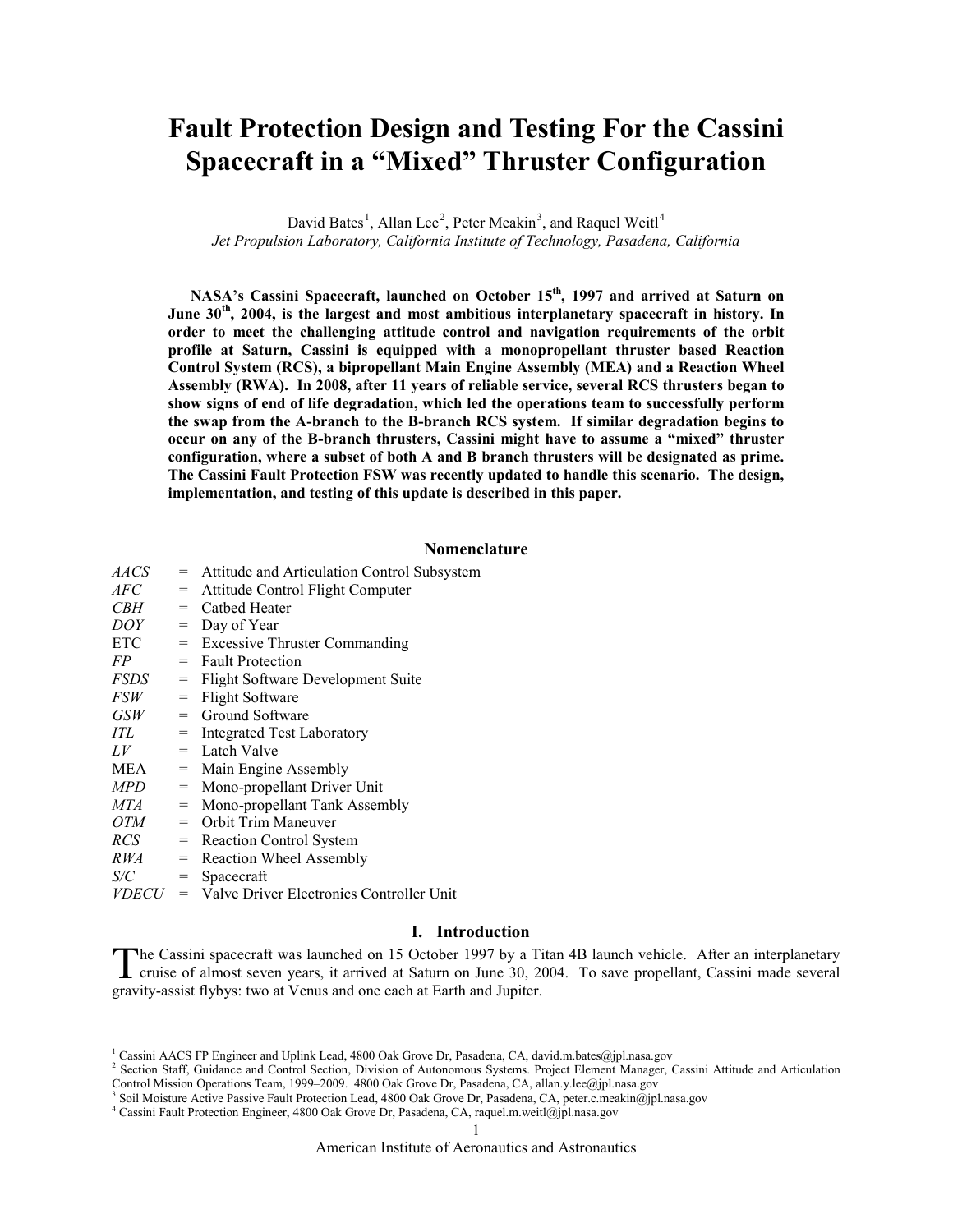# Fault Protection Design and Testing For the Cassini Spacecraft in a "Mixed" Thruster Configuration

David Bates[1], Allan Lee[2], Peter Meakin[3], and Raquel Weitl[4]

*Jet Propulsion Laboratory, California Institute of Technology, Pasadena, California*

**NASA's Cassini Spacecraft, launched on October 15th, 1997 and arrived at Saturn on June 30th, 2004, is the largest and most ambitious interplanetary spacecraft in history. In order to meet the challenging attitude control and navigation requirements of the orbit profile at Saturn, Cassini is equipped with a monopropellant thruster based Reaction Control System (RCS), a bipropellant Main Engine Assembly (MEA) and a Reaction Wheel Assembly (RWA). In 2008, after 11 years of reliable service, several RCS thrusters began to show signs of end of life degradation, which led the operations team to successfully perform the swap from the A-branch to the B-branch RCS system. If similar degradation begins to occur on any of the B-branch thrusters, Cassini might have to assume a "mixed" thruster configuration, where a subset of both A and B branch thrusters will be designated as prime. The Cassini Fault Protection FSW was recently updated to handle this scenario. The design, implementation, and testing of this update is described in this paper.**

## Nomenclature

| | | |
|---|---|---|
| *AACS* | = | Attitude and Articulation Control Subsystem |
| *AFC* | = | Attitude Control Flight Computer |
| *CBH* | = | Catbed Heater |
| *DOY* | = | Day of Year |
| ETC | = | Excessive Thruster Commanding |
| *FP* | = | Fault Protection |
| *FSDS* | = | Flight Software Development Suite |
| *FSW* | = | Flight Software |
| *GSW* | = | Ground Software |
| *ITL* | = | Integrated Test Laboratory |
| *LV* | = | Latch Valve |
| MEA | = | Main Engine Assembly |
| *MPD* | = | Mono-propellant Driver Unit |
| *MTA* | = | Mono-propellant Tank Assembly |
| *OTM* | = | Orbit Trim Maneuver |
| *RCS* | = | Reaction Control System |
| *RWA* | = | Reaction Wheel Assembly |
| *S/C* | = | Spacecraft |
| *VDECU* | = | Valve Driver Electronics Controller Unit |

## I. Introduction

The Cassini spacecraft was launched on 15 October 1997 by a Titan 4B launch vehicle. After an interplanetary cruise of almost seven years, it arrived at Saturn on June 30, 2004. To save propellant, Cassini made several gravity-assist flybys: two at Venus and one each at Earth and Jupiter.

---

[1] Cassini AACS FP Engineer and Uplink Lead, 4800 Oak Grove Dr, Pasadena, CA, david.m.bates@jpl.nasa.gov

[2] Section Staff, Guidance and Control Section, Division of Autonomous Systems. Project Element Manager, Cassini Attitude and Articulation Control Mission Operations Team, 1999–2009. 4800 Oak Grove Dr, Pasadena, CA, allan.y.lee@jpl.nasa.gov

[3] Soil Moisture Active Passive Fault Protection Lead, 4800 Oak Grove Dr, Pasadena, CA, peter.c.meakin@jpl.nasa.gov

[4] Cassini Fault Protection Engineer, 4800 Oak Grove Dr, Pasadena, CA, raquel.m.weitl@jpl.nasa.gov

American Institute of Aeronautics and Astronautics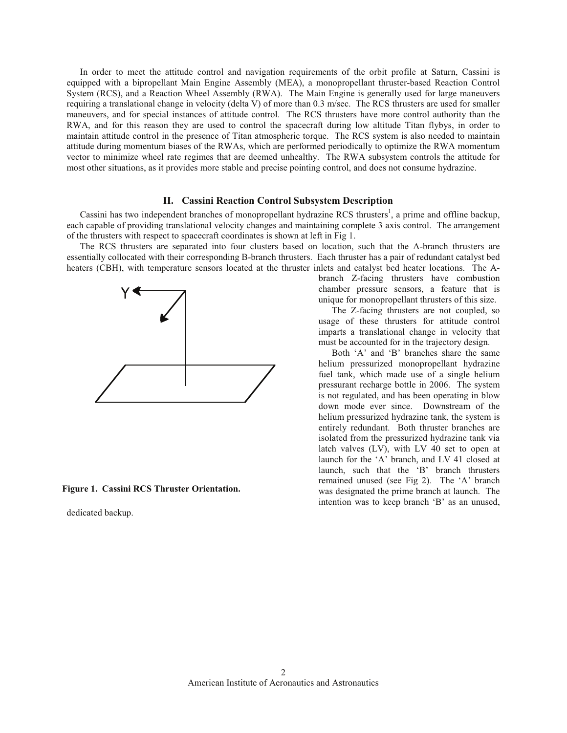In order to meet the attitude control and navigation requirements of the orbit profile at Saturn, Cassini is equipped with a bipropellant Main Engine Assembly (MEA), a monopropellant thruster-based Reaction Control System (RCS), and a Reaction Wheel Assembly (RWA). The Main Engine is generally used for large maneuvers requiring a translational change in velocity (delta V) of more than 0.3 m/sec. The RCS thrusters are used for smaller maneuvers, and for special instances of attitude control. The RCS thrusters have more control authority than the RWA, and for this reason they are used to control the spacecraft during low altitude Titan flybys, in order to maintain attitude control in the presence of Titan atmospheric torque. The RCS system is also needed to maintain attitude during momentum biases of the RWAs, which are performed periodically to optimize the RWA momentum vector to minimize wheel rate regimes that are deemed unhealthy. The RWA subsystem controls the attitude for most other situations, as it provides more stable and precise pointing control, and does not consume hydrazine.

## II. Cassini Reaction Control Subsystem Description

Cassini has two independent branches of monopropellant hydrazine RCS thrusters[1], a prime and offline backup, each capable of providing translational velocity changes and maintaining complete 3 axis control. The arrangement of the thrusters with respect to spacecraft coordinates is shown at left in Fig 1.

The RCS thrusters are separated into four clusters based on location, such that the A-branch thrusters are essentially collocated with their corresponding B-branch thrusters. Each thruster has a pair of redundant catalyst bed heaters (CBH), with temperature sensors located at the thruster inlets and catalyst bed heater locations. The A-branch Z-facing thrusters have combustion chamber pressure sensors, a feature that is unique for monopropellant thrusters of this size.

Y

**Figure 1. Cassini RCS Thruster Orientation.**

The Z-facing thrusters are not coupled, so usage of these thrusters for attitude control imparts a translational change in velocity that must be accounted for in the trajectory design.

Both 'A' and 'B' branches share the same helium pressurized monopropellant hydrazine fuel tank, which made use of a single helium pressurant recharge bottle in 2006. The system is not regulated, and has been operating in blow down mode ever since. Downstream of the helium pressurized hydrazine tank, the system is entirely redundant. Both thruster branches are isolated from the pressurized hydrazine tank via latch valves (LV), with LV 40 set to open at launch for the 'A' branch, and LV 41 closed at launch, such that the 'B' branch thrusters remained unused (see Fig 2). The 'A' branch was designated the prime branch at launch. The intention was to keep branch 'B' as an unused, dedicated backup.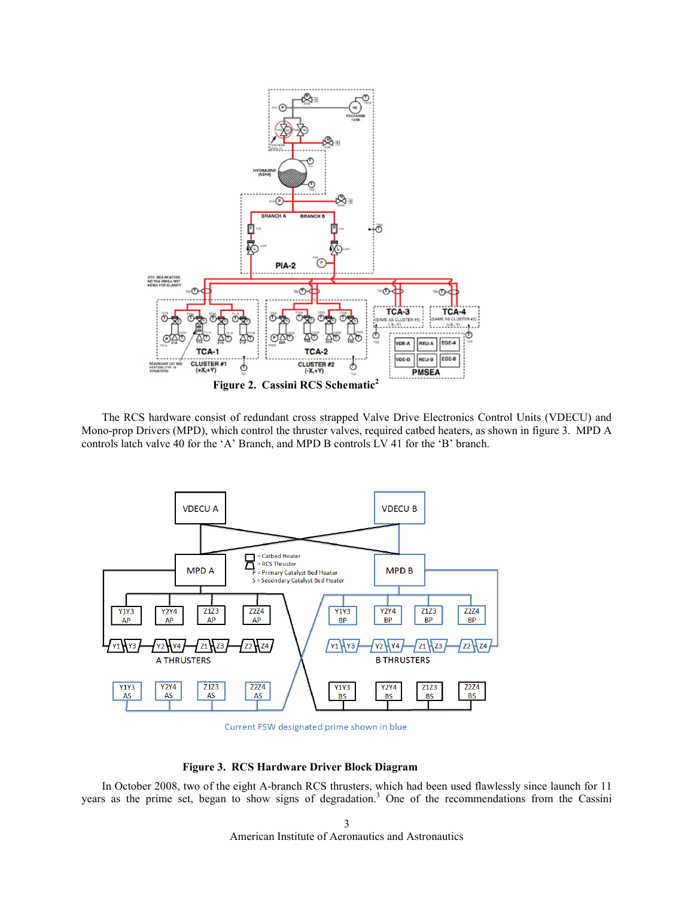**Figure 2. Cassini RCS Schematic[2]**

The RCS hardware consist of redundant cross strapped Valve Drive Electronics Control Units (VDECU) and Mono-prop Drivers (MPD), which control the thruster valves, required catbed heaters, as shown in figure 3. MPD A controls latch valve 40 for the 'A' Branch, and MPD B controls LV 41 for the 'B' branch.

**Figure 3. RCS Hardware Driver Block Diagram**

In October 2008, two of the eight A-branch RCS thrusters, which had been used flawlessly since launch for 11 years as the prime set, began to show signs of degradation.[3] One of the recommendations from the Cassini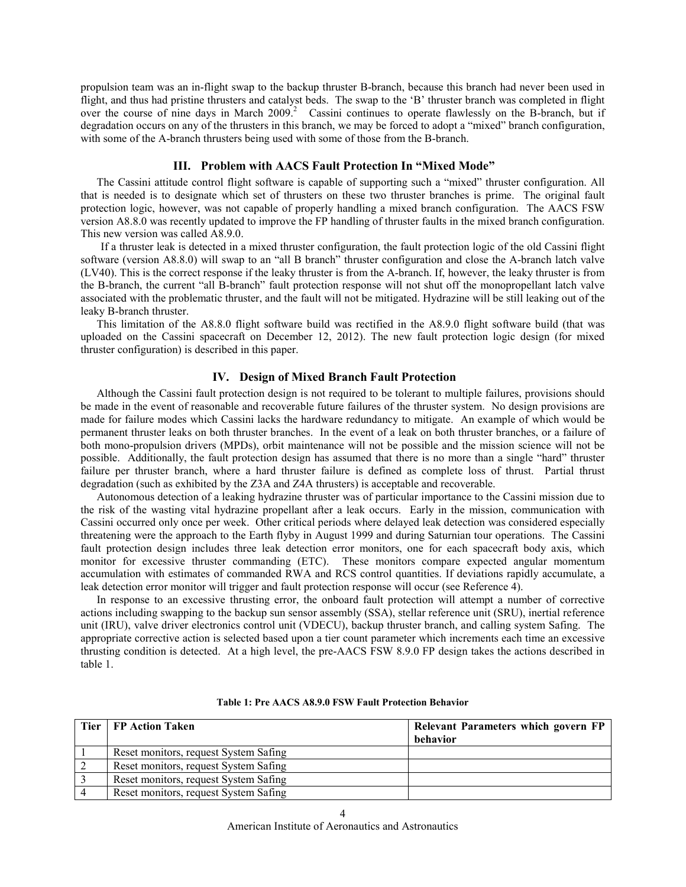propulsion team was an in-flight swap to the backup thruster B-branch, because this branch had never been used in flight, and thus had pristine thrusters and catalyst beds. The swap to the 'B' thruster branch was completed in flight over the course of nine days in March 2009.[2] Cassini continues to operate flawlessly on the B-branch, but if degradation occurs on any of the thrusters in this branch, we may be forced to adopt a "mixed" branch configuration, with some of the A-branch thrusters being used with some of those from the B-branch.

## III. Problem with AACS Fault Protection In "Mixed Mode"

The Cassini attitude control flight software is capable of supporting such a "mixed" thruster configuration. All that is needed is to designate which set of thrusters on these two thruster branches is prime. The original fault protection logic, however, was not capable of properly handling a mixed branch configuration. The AACS FSW version A8.8.0 was recently updated to improve the FP handling of thruster faults in the mixed branch configuration. This new version was called A8.9.0.

If a thruster leak is detected in a mixed thruster configuration, the fault protection logic of the old Cassini flight software (version A8.8.0) will swap to an "all B branch" thruster configuration and close the A-branch latch valve (LV40). This is the correct response if the leaky thruster is from the A-branch. If, however, the leaky thruster is from the B-branch, the current "all B-branch" fault protection response will not shut off the monopropellant latch valve associated with the problematic thruster, and the fault will not be mitigated. Hydrazine will be still leaking out of the leaky B-branch thruster.

This limitation of the A8.8.0 flight software build was rectified in the A8.9.0 flight software build (that was uploaded on the Cassini spacecraft on December 12, 2012). The new fault protection logic design (for mixed thruster configuration) is described in this paper.

## IV. Design of Mixed Branch Fault Protection

Although the Cassini fault protection design is not required to be tolerant to multiple failures, provisions should be made in the event of reasonable and recoverable future failures of the thruster system. No design provisions are made for failure modes which Cassini lacks the hardware redundancy to mitigate. An example of which would be permanent thruster leaks on both thruster branches. In the event of a leak on both thruster branches, or a failure of both mono-propulsion drivers (MPDs), orbit maintenance will not be possible and the mission science will not be possible. Additionally, the fault protection design has assumed that there is no more than a single "hard" thruster failure per thruster branch, where a hard thruster failure is defined as complete loss of thrust. Partial thrust degradation (such as exhibited by the Z3A and Z4A thrusters) is acceptable and recoverable.

Autonomous detection of a leaking hydrazine thruster was of particular importance to the Cassini mission due to the risk of the wasting vital hydrazine propellant after a leak occurs. Early in the mission, communication with Cassini occurred only once per week. Other critical periods where delayed leak detection was considered especially threatening were the approach to the Earth flyby in August 1999 and during Saturnian tour operations. The Cassini fault protection design includes three leak detection error monitors, one for each spacecraft body axis, which monitor for excessive thruster commanding (ETC). These monitors compare expected angular momentum accumulation with estimates of commanded RWA and RCS control quantities. If deviations rapidly accumulate, a leak detection error monitor will trigger and fault protection response will occur (see Reference 4).

In response to an excessive thrusting error, the onboard fault protection will attempt a number of corrective actions including swapping to the backup sun sensor assembly (SSA), stellar reference unit (SRU), inertial reference unit (IRU), valve driver electronics control unit (VDECU), backup thruster branch, and calling system Safing. The appropriate corrective action is selected based upon a tier count parameter which increments each time an excessive thrusting condition is detected. At a high level, the pre-AACS FSW 8.9.0 FP design takes the actions described in table 1.

**Table 1: Pre AACS A8.9.0 FSW Fault Protection Behavior**

| Tier | FP Action Taken | Relevant Parameters which govern FP behavior |
|---|---|---|
| 1 | Reset monitors, request System Safing | |
| 2 | Reset monitors, request System Safing | |
| 3 | Reset monitors, request System Safing | |
| 4 | Reset monitors, request System Safing | |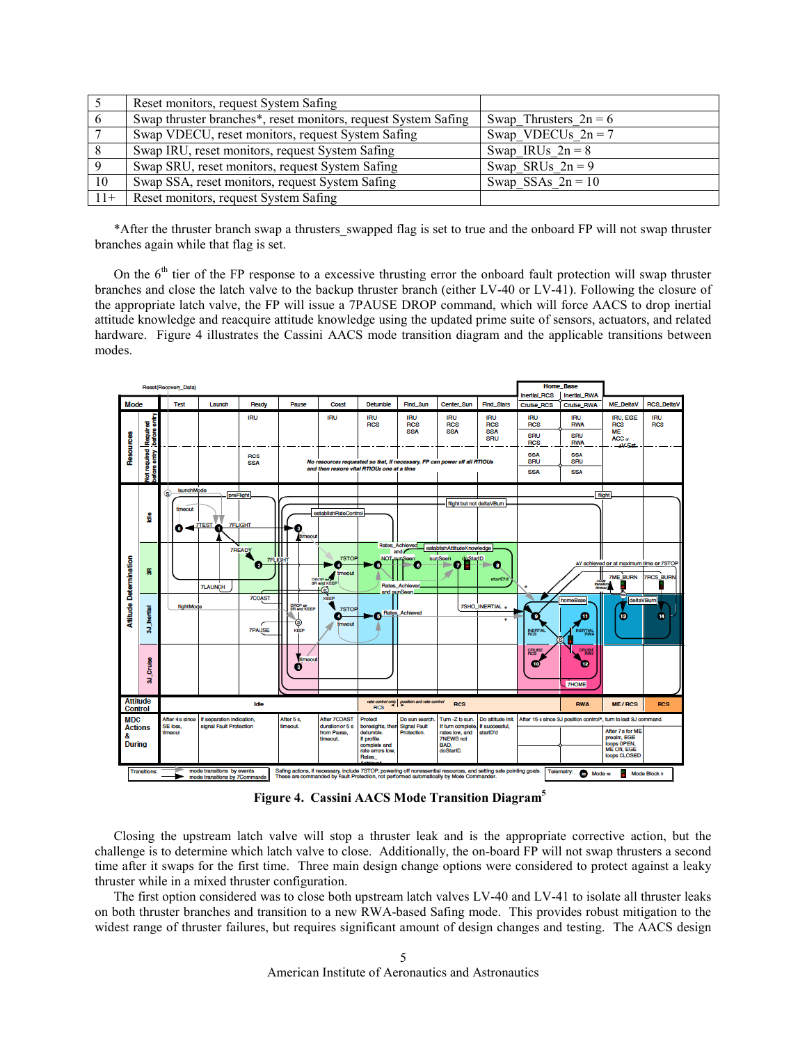| 5 | Reset monitors, request System Safing | |
|---|---|---|
| 6 | Swap thruster branches*, reset monitors, request System Safing | Swap_Thrusters_2n = 6 |
| 7 | Swap VDECU, reset monitors, request System Safing | Swap_VDECUs_2n = 7 |
| 8 | Swap IRU, reset monitors, request System Safing | Swap_IRUs_2n = 8 |
| 9 | Swap SRU, reset monitors, request System Safing | Swap_SRUs_2n = 9 |
| 10 | Swap SSA, reset monitors, request System Safing | Swap_SSAs_2n = 10 |
| 11+ | Reset monitors, request System Safing | |

*After the thruster branch swap a thrusters_swapped flag is set to true and the onboard FP will not swap thruster branches again while that flag is set.

On the 6th tier of the FP response to a excessive thrusting error the onboard fault protection will swap thruster branches and close the latch valve to the backup thruster branch (either LV-40 or LV-41). Following the closure of the appropriate latch valve, the FP will issue a 7PAUSE DROP command, which will force AACS to drop inertial attitude knowledge and reacquire attitude knowledge using the updated prime suite of sensors, actuators, and related hardware. Figure 4 illustrates the Cassini AACS mode transition diagram and the applicable transitions between modes.

**Figure 4. Cassini AACS Mode Transition Diagram[5]**

Closing the upstream latch valve will stop a thruster leak and is the appropriate corrective action, but the challenge is to determine which latch valve to close. Additionally, the on-board FP will not swap thrusters a second time after it swaps for the first time. Three main design change options were considered to protect against a leaky thruster while in a mixed thruster configuration.

The first option considered was to close both upstream latch valves LV-40 and LV-41 to isolate all thruster leaks on both thruster branches and transition to a new RWA-based Safing mode. This provides robust mitigation to the widest range of thruster failures, but requires significant amount of design changes and testing. The AACS design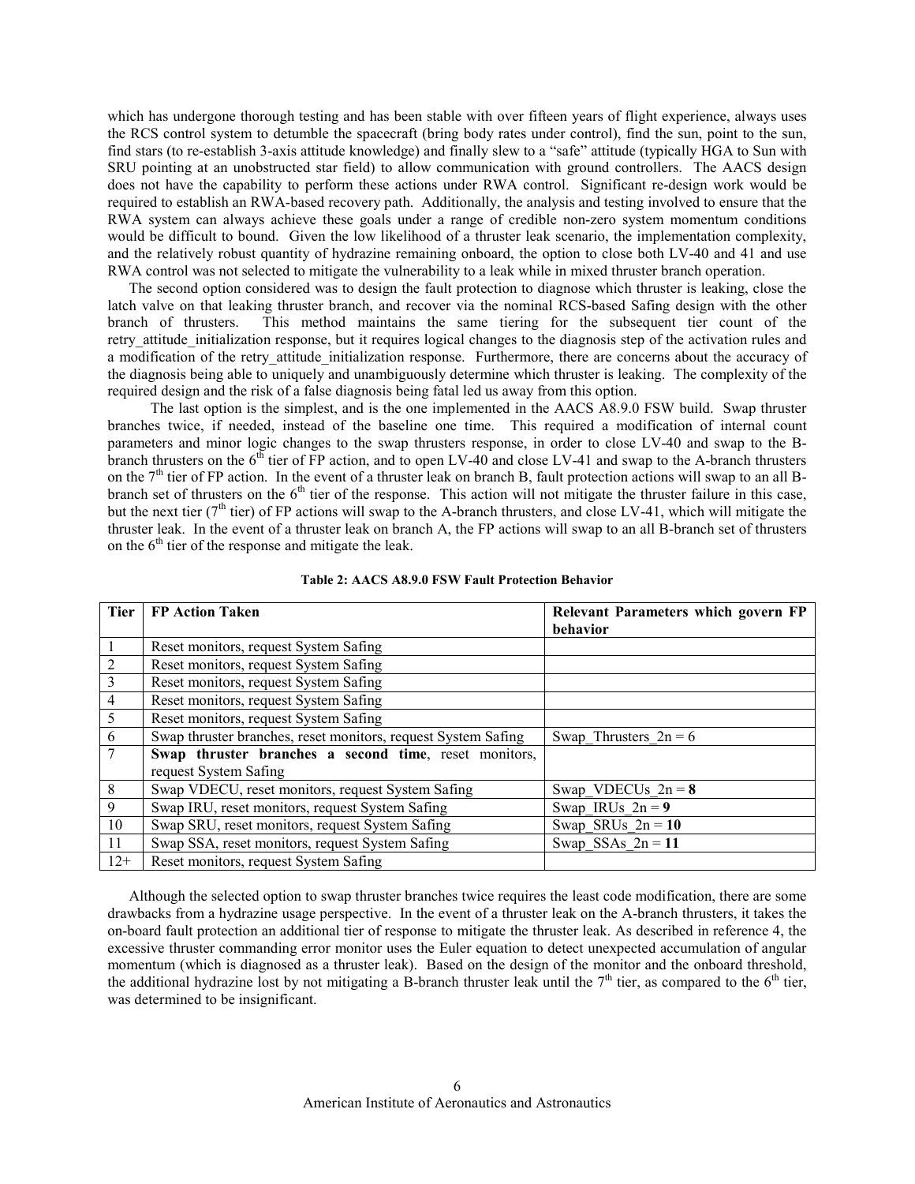which has undergone thorough testing and has been stable with over fifteen years of flight experience, always uses the RCS control system to detumble the spacecraft (bring body rates under control), find the sun, point to the sun, find stars (to re-establish 3-axis attitude knowledge) and finally slew to a "safe" attitude (typically HGA to Sun with SRU pointing at an unobstructed star field) to allow communication with ground controllers. The AACS design does not have the capability to perform these actions under RWA control. Significant re-design work would be required to establish an RWA-based recovery path. Additionally, the analysis and testing involved to ensure that the RWA system can always achieve these goals under a range of credible non-zero system momentum conditions would be difficult to bound. Given the low likelihood of a thruster leak scenario, the implementation complexity, and the relatively robust quantity of hydrazine remaining onboard, the option to close both LV-40 and 41 and use RWA control was not selected to mitigate the vulnerability to a leak while in mixed thruster branch operation.

The second option considered was to design the fault protection to diagnose which thruster is leaking, close the latch valve on that leaking thruster branch, and recover via the nominal RCS-based Safing design with the other branch of thrusters. This method maintains the same tiering for the subsequent tier count of the retry_attitude_initialization response, but it requires logical changes to the diagnosis step of the activation rules and a modification of the retry_attitude_initialization response. Furthermore, there are concerns about the accuracy of the diagnosis being able to uniquely and unambiguously determine which thruster is leaking. The complexity of the required design and the risk of a false diagnosis being fatal led us away from this option.

The last option is the simplest, and is the one implemented in the AACS A8.9.0 FSW build. Swap thruster branches twice, if needed, instead of the baseline one time. This required a modification of internal count parameters and minor logic changes to the swap thrusters response, in order to close LV-40 and swap to the B-branch thrusters on the 6th tier of FP action, and to open LV-40 and close LV-41 and swap to the A-branch thrusters on the 7th tier of FP action. In the event of a thruster leak on branch B, fault protection actions will swap to an all B-branch set of thrusters on the 6th tier of the response. This action will not mitigate the thruster failure in this case, but the next tier (7th tier) of FP actions will swap to the A-branch thrusters, and close LV-41, which will mitigate the thruster leak. In the event of a thruster leak on branch A, the FP actions will swap to an all B-branch set of thrusters on the 6th tier of the response and mitigate the leak.

**Table 2: AACS A8.9.0 FSW Fault Protection Behavior**

| Tier | FP Action Taken | Relevant Parameters which govern FP behavior |
|---|---|---|
| 1 | Reset monitors, request System Safing | |
| 2 | Reset monitors, request System Safing | |
| 3 | Reset monitors, request System Safing | |
| 4 | Reset monitors, request System Safing | |
| 5 | Reset monitors, request System Safing | |
| 6 | Swap thruster branches, reset monitors, request System Safing | Swap_Thrusters_2n = 6 |
| 7 | **Swap thruster branches a second time**, reset monitors, request System Safing | |
| 8 | Swap VDECU, reset monitors, request System Safing | Swap_VDECUs_2n = **8** |
| 9 | Swap IRU, reset monitors, request System Safing | Swap_IRUs_2n = **9** |
| 10 | Swap SRU, reset monitors, request System Safing | Swap_SRUs_2n = **10** |
| 11 | Swap SSA, reset monitors, request System Safing | Swap_SSAs_2n = **11** |
| 12+ | Reset monitors, request System Safing | |

Although the selected option to swap thruster branches twice requires the least code modification, there are some drawbacks from a hydrazine usage perspective. In the event of a thruster leak on the A-branch thrusters, it takes the on-board fault protection an additional tier of response to mitigate the thruster leak. As described in reference 4, the excessive thruster commanding error monitor uses the Euler equation to detect unexpected accumulation of angular momentum (which is diagnosed as a thruster leak). Based on the design of the monitor and the onboard threshold, the additional hydrazine lost by not mitigating a B-branch thruster leak until the 7th tier, as compared to the 6th tier, was determined to be insignificant.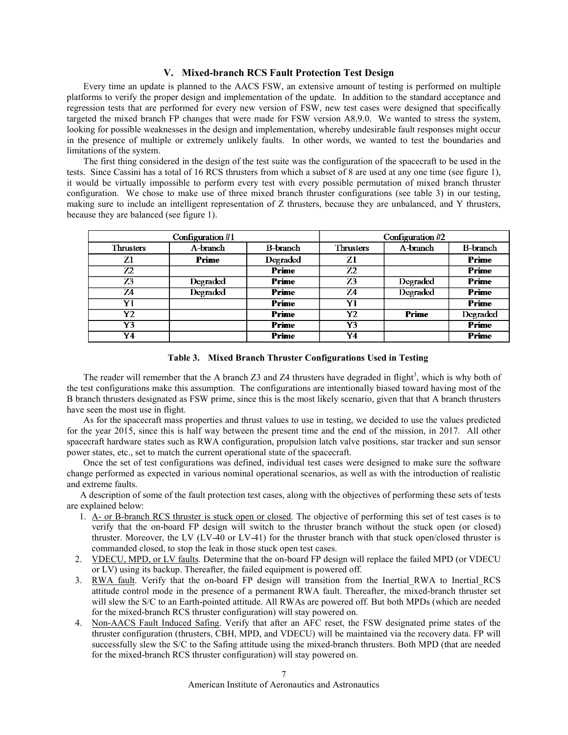## V. Mixed-branch RCS Fault Protection Test Design

Every time an update is planned to the AACS FSW, an extensive amount of testing is performed on multiple platforms to verify the proper design and implementation of the update. In addition to the standard acceptance and regression tests that are performed for every new version of FSW, new test cases were designed that specifically targeted the mixed branch FP changes that were made for FSW version A8.9.0. We wanted to stress the system, looking for possible weaknesses in the design and implementation, whereby undesirable fault responses might occur in the presence of multiple or extremely unlikely faults. In other words, we wanted to test the boundaries and limitations of the system.

The first thing considered in the design of the test suite was the configuration of the spacecraft to be used in the tests. Since Cassini has a total of 16 RCS thrusters from which a subset of 8 are used at any one time (see figure 1), it would be virtually impossible to perform every test with every possible permutation of mixed branch thruster configuration. We chose to make use of three mixed branch thruster configurations (see table 3) in our testing, making sure to include an intelligent representation of Z thrusters, because they are unbalanced, and Y thrusters, because they are balanced (see figure 1).

| Configuration #1 | | | Configuration #2 | | |
|---|---|---|---|---|---|
| Thrusters | A-branch | B-branch | Thrusters | A-branch | B-branch |
| Z1 | **Prime** | Degraded | Z1 | | **Prime** |
| Z2 | | **Prime** | Z2 | | **Prime** |
| Z3 | Degraded | **Prime** | Z3 | Degraded | **Prime** |
| Z4 | Degraded | **Prime** | Z4 | Degraded | **Prime** |
| Y1 | | **Prime** | Y1 | | **Prime** |
| Y2 | | **Prime** | Y2 | **Prime** | Degraded |
| Y3 | | **Prime** | Y3 | | **Prime** |
| Y4 | | **Prime** | Y4 | | **Prime** |

**Table 3. Mixed Branch Thruster Configurations Used in Testing**

The reader will remember that the A branch Z3 and Z4 thrusters have degraded in flight[3], which is why both of the test configurations make this assumption. The configurations are intentionally biased toward having most of the B branch thrusters designated as FSW prime, since this is the most likely scenario, given that that A branch thrusters have seen the most use in flight.

As for the spacecraft mass properties and thrust values to use in testing, we decided to use the values predicted for the year 2015, since this is half way between the present time and the end of the mission, in 2017. All other spacecraft hardware states such as RWA configuration, propulsion latch valve positions, star tracker and sun sensor power states, etc., set to match the current operational state of the spacecraft.

Once the set of test configurations was defined, individual test cases were designed to make sure the software change performed as expected in various nominal operational scenarios, as well as with the introduction of realistic and extreme faults.

A description of some of the fault protection test cases, along with the objectives of performing these sets of tests are explained below:

1. A- or B-branch RCS thruster is stuck open or closed. The objective of performing this set of test cases is to verify that the on-board FP design will switch to the thruster branch without the stuck open (or closed) thruster. Moreover, the LV (LV-40 or LV-41) for the thruster branch with that stuck open/closed thruster is commanded closed, to stop the leak in those stuck open test cases.
2. VDECU, MPD, or LV faults. Determine that the on-board FP design will replace the failed MPD (or VDECU or LV) using its backup. Thereafter, the failed equipment is powered off.
3. RWA fault. Verify that the on-board FP design will transition from the Inertial_RWA to Inertial_RCS attitude control mode in the presence of a permanent RWA fault. Thereafter, the mixed-branch thruster set will slew the S/C to an Earth-pointed attitude. All RWAs are powered off. But both MPDs (which are needed for the mixed-branch RCS thruster configuration) will stay powered on.
4. Non-AACS Fault Induced Safing. Verify that after an AFC reset, the FSW designated prime states of the thruster configuration (thrusters, CBH, MPD, and VDECU) will be maintained via the recovery data. FP will successfully slew the S/C to the Safing attitude using the mixed-branch thrusters. Both MPD (that are needed for the mixed-branch RCS thruster configuration) will stay powered on.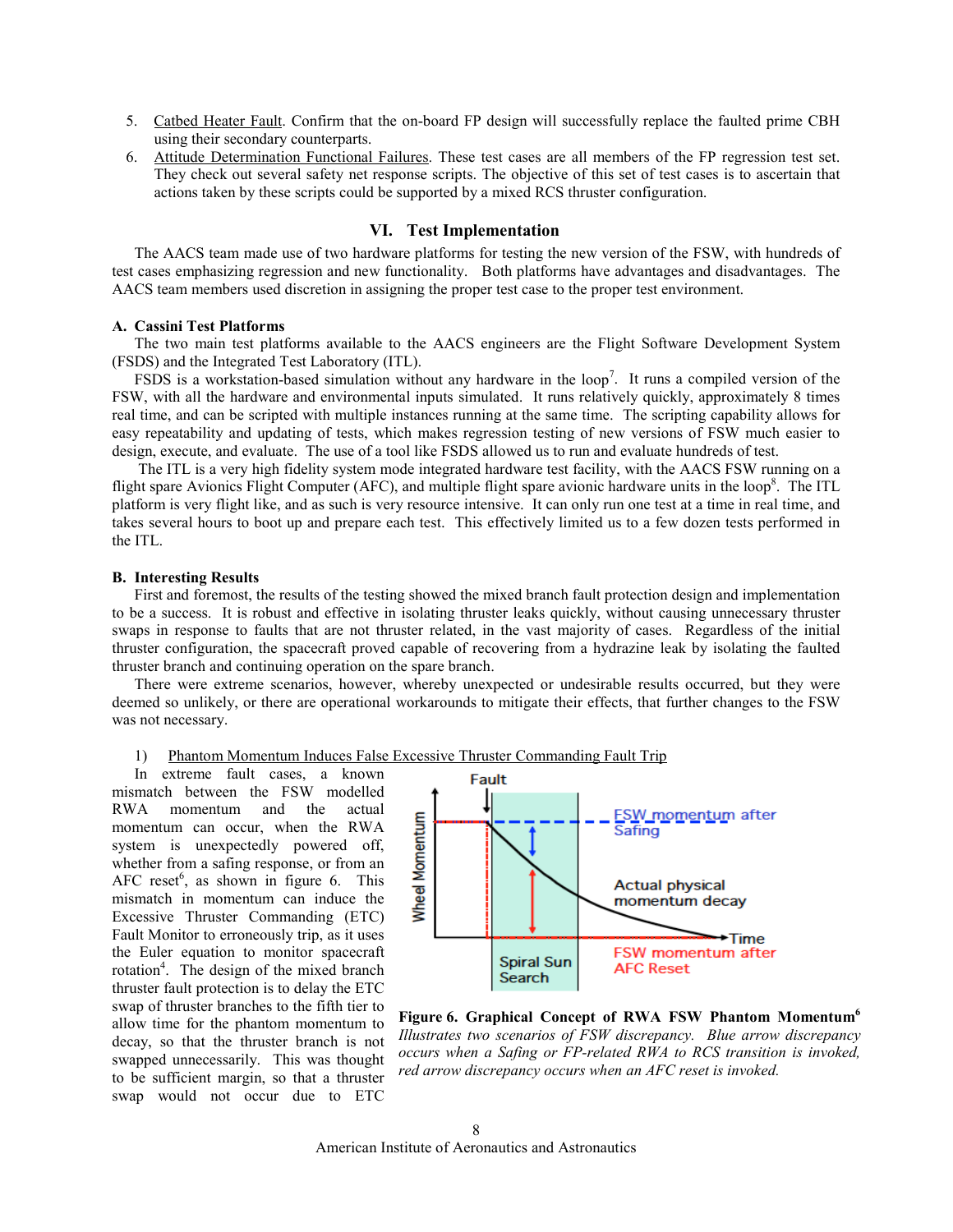5. Catbed Heater Fault. Confirm that the on-board FP design will successfully replace the faulted prime CBH using their secondary counterparts.
6. Attitude Determination Functional Failures. These test cases are all members of the FP regression test set. They check out several safety net response scripts. The objective of this set of test cases is to ascertain that actions taken by these scripts could be supported by a mixed RCS thruster configuration.

## VI. Test Implementation

The AACS team made use of two hardware platforms for testing the new version of the FSW, with hundreds of test cases emphasizing regression and new functionality. Both platforms have advantages and disadvantages. The AACS team members used discretion in assigning the proper test case to the proper test environment.

### A. Cassini Test Platforms

The two main test platforms available to the AACS engineers are the Flight Software Development System (FSDS) and the Integrated Test Laboratory (ITL).

FSDS is a workstation-based simulation without any hardware in the loop[7]. It runs a compiled version of the FSW, with all the hardware and environmental inputs simulated. It runs relatively quickly, approximately 8 times real time, and can be scripted with multiple instances running at the same time. The scripting capability allows for easy repeatability and updating of tests, which makes regression testing of new versions of FSW much easier to design, execute, and evaluate. The use of a tool like FSDS allowed us to run and evaluate hundreds of test.

The ITL is a very high fidelity system mode integrated hardware test facility, with the AACS FSW running on a flight spare Avionics Flight Computer (AFC), and multiple flight spare avionic hardware units in the loop[8]. The ITL platform is very flight like, and as such is very resource intensive. It can only run one test at a time in real time, and takes several hours to boot up and prepare each test. This effectively limited us to a few dozen tests performed in the ITL.

### B. Interesting Results

First and foremost, the results of the testing showed the mixed branch fault protection design and implementation to be a success. It is robust and effective in isolating thruster leaks quickly, without causing unnecessary thruster swaps in response to faults that are not thruster related, in the vast majority of cases. Regardless of the initial thruster configuration, the spacecraft proved capable of recovering from a hydrazine leak by isolating the faulted thruster branch and continuing operation on the spare branch.

There were extreme scenarios, however, whereby unexpected or undesirable results occurred, but they were deemed so unlikely, or there are operational workarounds to mitigate their effects, that further changes to the FSW was not necessary.

1) Phantom Momentum Induces False Excessive Thruster Commanding Fault Trip

In extreme fault cases, a known mismatch between the FSW modelled RWA momentum and the actual momentum can occur, when the RWA system is unexpectedly powered off, whether from a safing response, or from an AFC reset[6], as shown in figure 6. This mismatch in momentum can induce the Excessive Thruster Commanding (ETC) Fault Monitor to erroneously trip, as it uses the Euler equation to monitor spacecraft rotation[4]. The design of the mixed branch thruster fault protection is to delay the ETC swap of thruster branches to the fifth tier to allow time for the phantom momentum to decay, so that the thruster branch is not swapped unnecessarily. This was thought to be sufficient margin, so that a thruster swap would not occur due to ETC

**Figure 6. Graphical Concept of RWA FSW Phantom Momentum[6]** *Illustrates two scenarios of FSW discrepancy. Blue arrow discrepancy occurs when a Safing or FP-related RWA to RCS transition is invoked, red arrow discrepancy occurs when an AFC reset is invoked.*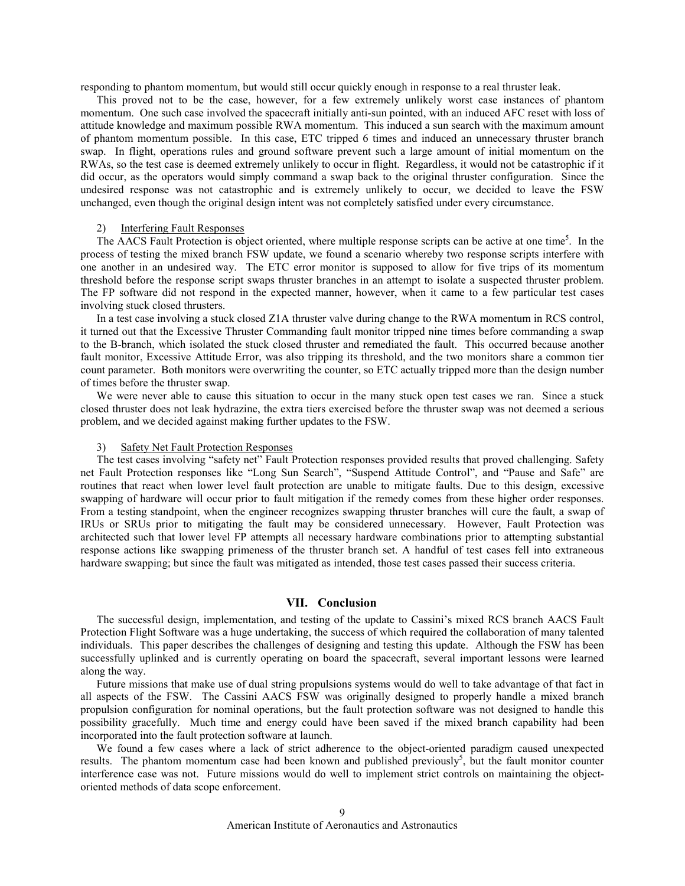responding to phantom momentum, but would still occur quickly enough in response to a real thruster leak.

This proved not to be the case, however, for a few extremely unlikely worst case instances of phantom momentum. One such case involved the spacecraft initially anti-sun pointed, with an induced AFC reset with loss of attitude knowledge and maximum possible RWA momentum. This induced a sun search with the maximum amount of phantom momentum possible. In this case, ETC tripped 6 times and induced an unnecessary thruster branch swap. In flight, operations rules and ground software prevent such a large amount of initial momentum on the RWAs, so the test case is deemed extremely unlikely to occur in flight. Regardless, it would not be catastrophic if it did occur, as the operators would simply command a swap back to the original thruster configuration. Since the undesired response was not catastrophic and is extremely unlikely to occur, we decided to leave the FSW unchanged, even though the original design intent was not completely satisfied under every circumstance.

#### 2) Interfering Fault Responses

The AACS Fault Protection is object oriented, where multiple response scripts can be active at one time[5]. In the process of testing the mixed branch FSW update, we found a scenario whereby two response scripts interfere with one another in an undesired way. The ETC error monitor is supposed to allow for five trips of its momentum threshold before the response script swaps thruster branches in an attempt to isolate a suspected thruster problem. The FP software did not respond in the expected manner, however, when it came to a few particular test cases involving stuck closed thrusters.

In a test case involving a stuck closed Z1A thruster valve during change to the RWA momentum in RCS control, it turned out that the Excessive Thruster Commanding fault monitor tripped nine times before commanding a swap to the B-branch, which isolated the stuck closed thruster and remediated the fault. This occurred because another fault monitor, Excessive Attitude Error, was also tripping its threshold, and the two monitors share a common tier count parameter. Both monitors were overwriting the counter, so ETC actually tripped more than the design number of times before the thruster swap.

We were never able to cause this situation to occur in the many stuck open test cases we ran. Since a stuck closed thruster does not leak hydrazine, the extra tiers exercised before the thruster swap was not deemed a serious problem, and we decided against making further updates to the FSW.

#### 3) Safety Net Fault Protection Responses

The test cases involving "safety net" Fault Protection responses provided results that proved challenging. Safety net Fault Protection responses like "Long Sun Search", "Suspend Attitude Control", and "Pause and Safe" are routines that react when lower level fault protection are unable to mitigate faults. Due to this design, excessive swapping of hardware will occur prior to fault mitigation if the remedy comes from these higher order responses. From a testing standpoint, when the engineer recognizes swapping thruster branches will cure the fault, a swap of IRUs or SRUs prior to mitigating the fault may be considered unnecessary. However, Fault Protection was architected such that lower level FP attempts all necessary hardware combinations prior to attempting substantial response actions like swapping primeness of the thruster branch set. A handful of test cases fell into extraneous hardware swapping; but since the fault was mitigated as intended, those test cases passed their success criteria.

## VII. Conclusion

The successful design, implementation, and testing of the update to Cassini's mixed RCS branch AACS Fault Protection Flight Software was a huge undertaking, the success of which required the collaboration of many talented individuals. This paper describes the challenges of designing and testing this update. Although the FSW has been successfully uplinked and is currently operating on board the spacecraft, several important lessons were learned along the way.

Future missions that make use of dual string propulsions systems would do well to take advantage of that fact in all aspects of the FSW. The Cassini AACS FSW was originally designed to properly handle a mixed branch propulsion configuration for nominal operations, but the fault protection software was not designed to handle this possibility gracefully. Much time and energy could have been saved if the mixed branch capability had been incorporated into the fault protection software at launch.

We found a few cases where a lack of strict adherence to the object-oriented paradigm caused unexpected results. The phantom momentum case had been known and published previously[5], but the fault monitor counter interference case was not. Future missions would do well to implement strict controls on maintaining the object-oriented methods of data scope enforcement.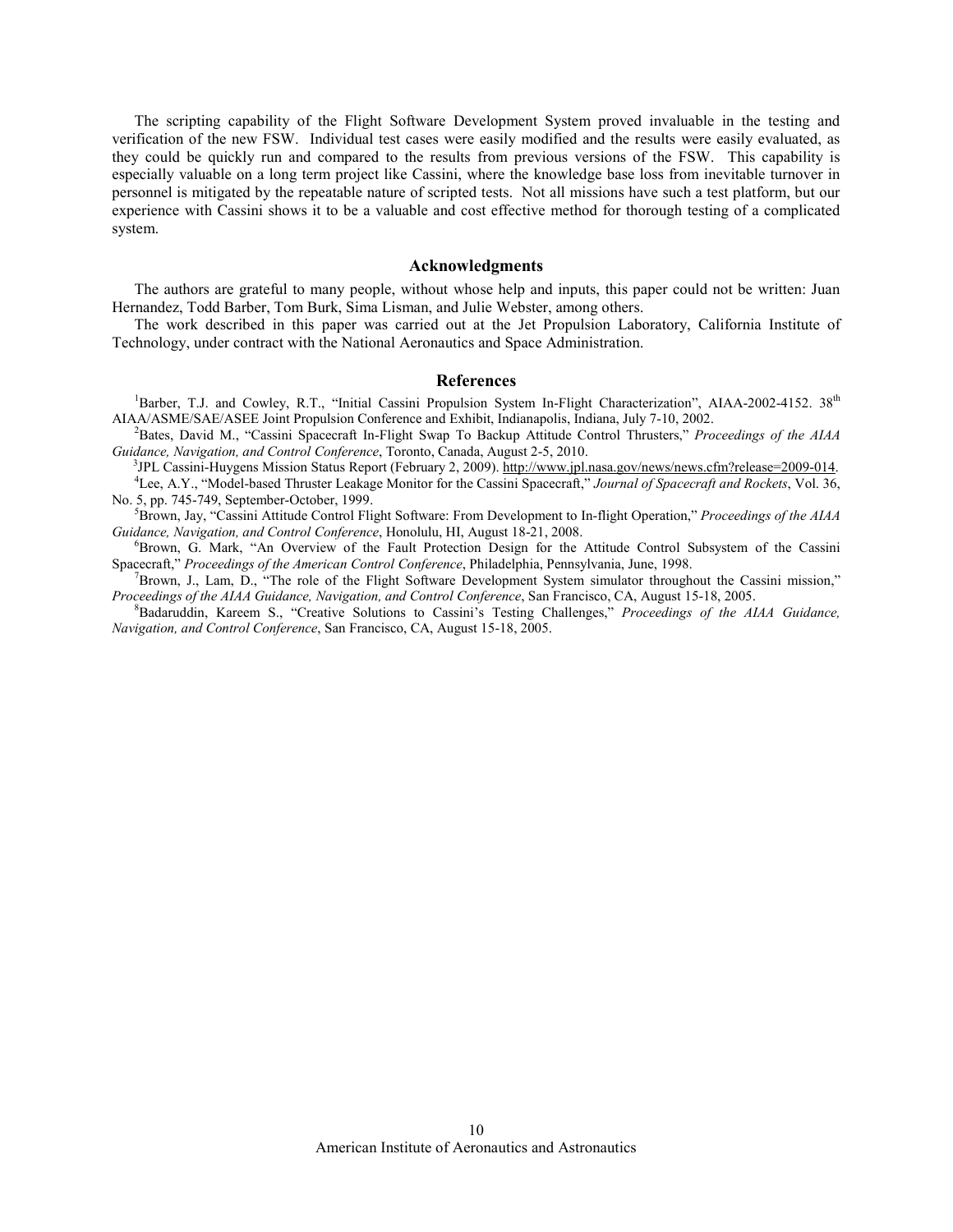The scripting capability of the Flight Software Development System proved invaluable in the testing and verification of the new FSW. Individual test cases were easily modified and the results were easily evaluated, as they could be quickly run and compared to the results from previous versions of the FSW. This capability is especially valuable on a long term project like Cassini, where the knowledge base loss from inevitable turnover in personnel is mitigated by the repeatable nature of scripted tests. Not all missions have such a test platform, but our experience with Cassini shows it to be a valuable and cost effective method for thorough testing of a complicated system.

## Acknowledgments

The authors are grateful to many people, without whose help and inputs, this paper could not be written: Juan Hernandez, Todd Barber, Tom Burk, Sima Lisman, and Julie Webster, among others.

The work described in this paper was carried out at the Jet Propulsion Laboratory, California Institute of Technology, under contract with the National Aeronautics and Space Administration.

## References

[1]Barber, T.J. and Cowley, R.T., "Initial Cassini Propulsion System In-Flight Characterization", AIAA-2002-4152. 38th AIAA/ASME/SAE/ASEE Joint Propulsion Conference and Exhibit, Indianapolis, Indiana, July 7-10, 2002.

[2]Bates, David M., "Cassini Spacecraft In-Flight Swap To Backup Attitude Control Thrusters," *Proceedings of the AIAA Guidance, Navigation, and Control Conference*, Toronto, Canada, August 2-5, 2010.

[3]JPL Cassini-Huygens Mission Status Report (February 2, 2009). http://www.jpl.nasa.gov/news/news.cfm?release=2009-014.

[4]Lee, A.Y., "Model-based Thruster Leakage Monitor for the Cassini Spacecraft," *Journal of Spacecraft and Rockets*, Vol. 36, No. 5, pp. 745-749, September-October, 1999.

[5]Brown, Jay, "Cassini Attitude Control Flight Software: From Development to In-flight Operation," *Proceedings of the AIAA Guidance, Navigation, and Control Conference*, Honolulu, HI, August 18-21, 2008.

[6]Brown, G. Mark, "An Overview of the Fault Protection Design for the Attitude Control Subsystem of the Cassini Spacecraft," *Proceedings of the American Control Conference*, Philadelphia, Pennsylvania, June, 1998.

[7]Brown, J., Lam, D., "The role of the Flight Software Development System simulator throughout the Cassini mission," *Proceedings of the AIAA Guidance, Navigation, and Control Conference*, San Francisco, CA, August 15-18, 2005.

[8]Badaruddin, Kareem S., "Creative Solutions to Cassini's Testing Challenges," *Proceedings of the AIAA Guidance, Navigation, and Control Conference*, San Francisco, CA, August 15-18, 2005.